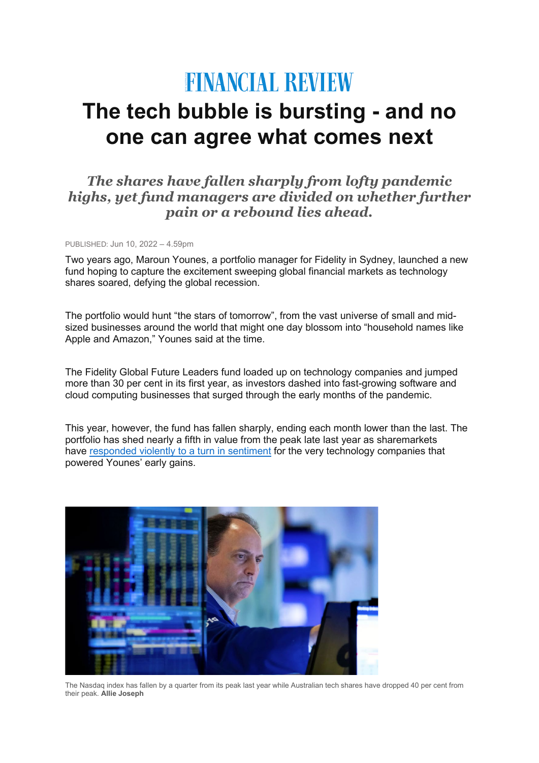FINANCIAL REVIEW

# The tech bubble is bursting - and no one can agree what comes next

### *The shares have fallen sharply from lofty pandemic highs, yet fund managers are divided on whether further pain or a rebound lies ahead.*

PUBLISHED: Jun 10, 2022 – 4.59pm

Two years ago, Maroun Younes, a portfolio manager for Fidelity in Sydney, launched a new fund hoping to capture the excitement sweeping global financial markets as technology shares soared, defying the global recession.

The portfolio would hunt "the stars of tomorrow", from the vast universe of small and mid-sized businesses around the world that might one day blossom into "household names like Apple and Amazon," Younes said at the time.

The Fidelity Global Future Leaders fund loaded up on technology companies and jumped more than 30 per cent in its first year, as investors dashed into fast-growing software and cloud computing businesses that surged through the early months of the pandemic.

This year, however, the fund has fallen sharply, ending each month lower than the last. The portfolio has shed nearly a fifth in value from the peak late last year as sharemarkets have responded violently to a turn in sentiment for the very technology companies that powered Younes' early gains.

The Nasdaq index has fallen by a quarter from its peak last year while Australian tech shares have dropped 40 per cent from their peak. **Allie Joseph**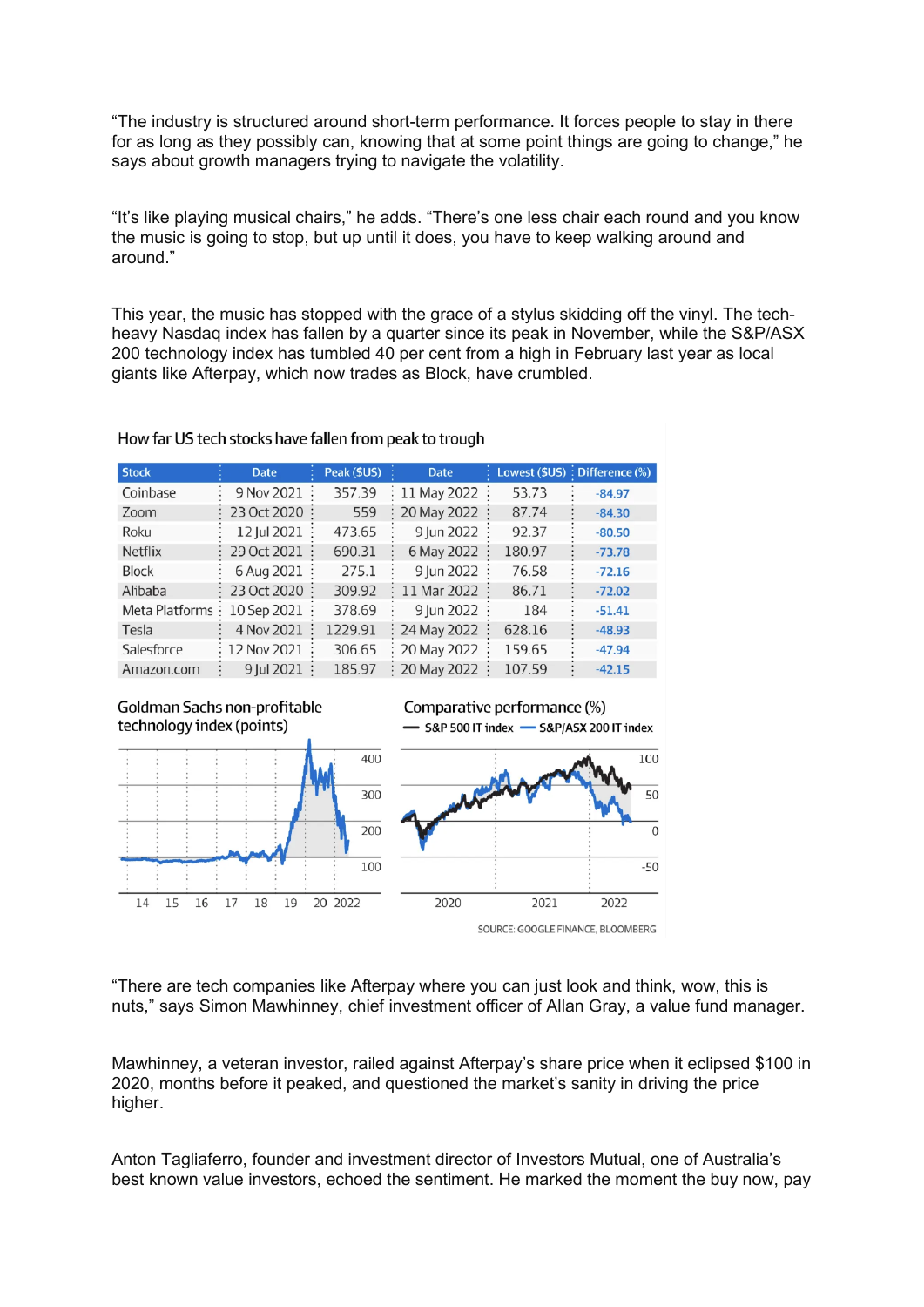“The industry is structured around short-term performance. It forces people to stay in there for as long as they possibly can, knowing that at some point things are going to change,” he says about growth managers trying to navigate the volatility.

“It’s like playing musical chairs,” he adds. “There’s one less chair each round and you know the music is going to stop, but up until it does, you have to keep walking around and around.”

This year, the music has stopped with the grace of a stylus skidding off the vinyl. The tech-heavy Nasdaq index has fallen by a quarter since its peak in November, while the S&P/ASX 200 technology index has tumbled 40 per cent from a high in February last year as local giants like Afterpay, which now trades as Block, have crumbled.

How far US tech stocks have fallen from peak to trough

| Stock | Date | Peak ($US) | Date | Lowest ($US) | Difference (%) |
|---|---|---|---|---|---|
| Coinbase | 9 Nov 2021 | 357.39 | 11 May 2022 | 53.73 | -84.97 |
| Zoom | 23 Oct 2020 | 559 | 20 May 2022 | 87.74 | -84.30 |
| Roku | 12 Jul 2021 | 473.65 | 9 Jun 2022 | 92.37 | -80.50 |
| Netflix | 29 Oct 2021 | 690.31 | 6 May 2022 | 180.97 | -73.78 |
| Block | 6 Aug 2021 | 275.1 | 9 Jun 2022 | 76.58 | -72.16 |
| Alibaba | 23 Oct 2020 | 309.92 | 11 Mar 2022 | 86.71 | -72.02 |
| Meta Platforms | 10 Sep 2021 | 378.69 | 9 Jun 2022 | 184 | -51.41 |
| Tesla | 4 Nov 2021 | 1229.91 | 24 May 2022 | 628.16 | -48.93 |
| Salesforce | 12 Nov 2021 | 306.65 | 20 May 2022 | 159.65 | -47.94 |
| Amazon.com | 9 Jul 2021 | 185.97 | 20 May 2022 | 107.59 | -42.15 |

Goldman Sachs non-profitable technology index (points)

Comparative performance (%) — S&P 500 IT index, S&P/ASX 200 IT index

SOURCE: GOOGLE FINANCE, BLOOMBERG

“There are tech companies like Afterpay where you can just look and think, wow, this is nuts,” says Simon Mawhinney, chief investment officer of Allan Gray, a value fund manager.

Mawhinney, a veteran investor, railed against Afterpay’s share price when it eclipsed $100 in 2020, months before it peaked, and questioned the market’s sanity in driving the price higher.

Anton Tagliaferro, founder and investment director of Investors Mutual, one of Australia’s best known value investors, echoed the sentiment. He marked the moment the buy now, pay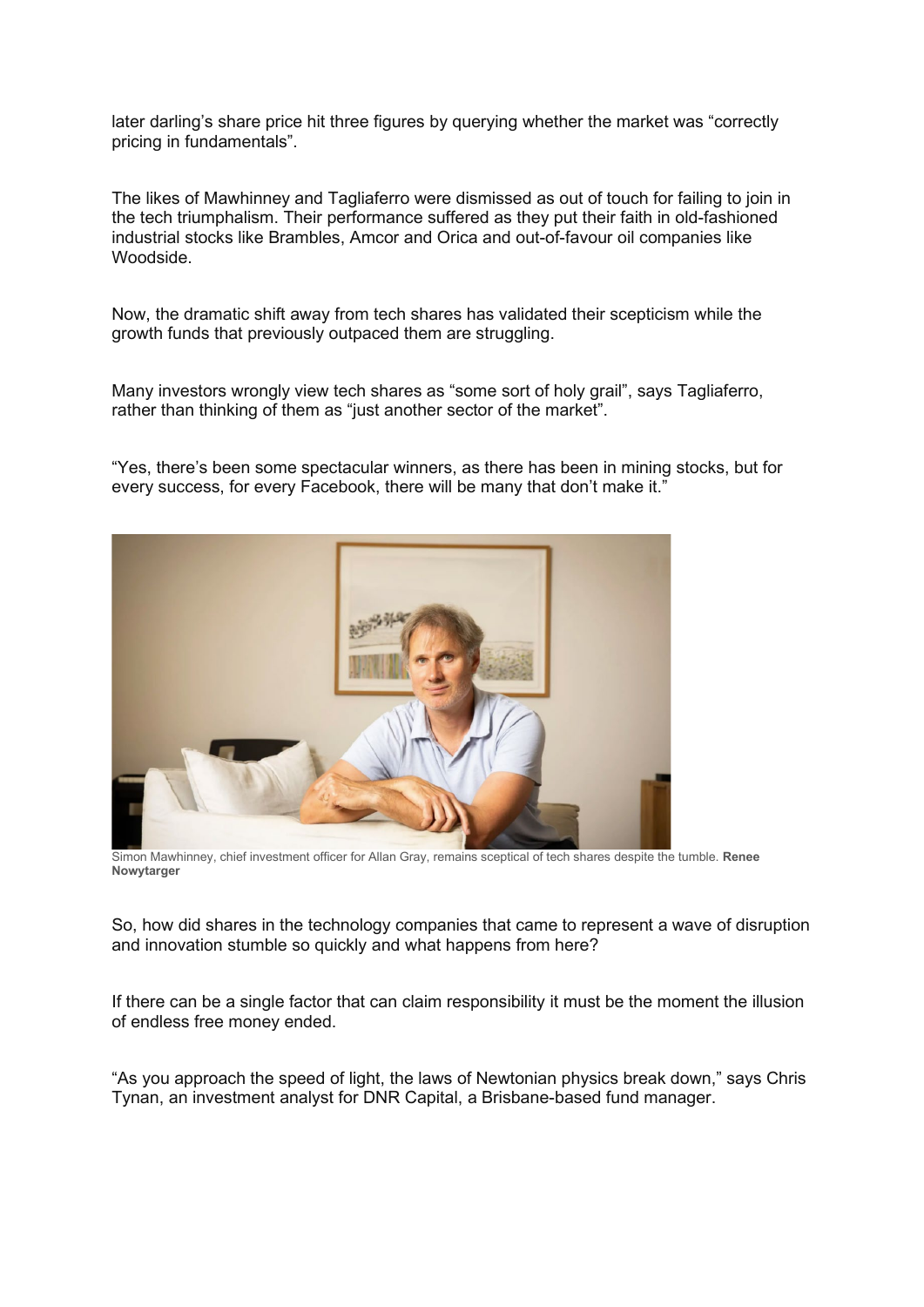later darling's share price hit three figures by querying whether the market was "correctly pricing in fundamentals".

The likes of Mawhinney and Tagliaferro were dismissed as out of touch for failing to join in the tech triumphalism. Their performance suffered as they put their faith in old-fashioned industrial stocks like Brambles, Amcor and Orica and out-of-favour oil companies like Woodside.

Now, the dramatic shift away from tech shares has validated their scepticism while the growth funds that previously outpaced them are struggling.

Many investors wrongly view tech shares as "some sort of holy grail", says Tagliaferro, rather than thinking of them as "just another sector of the market".

"Yes, there's been some spectacular winners, as there has been in mining stocks, but for every success, for every Facebook, there will be many that don't make it."

Simon Mawhinney, chief investment officer for Allan Gray, remains sceptical of tech shares despite the tumble. **Renee Nowytarger**

So, how did shares in the technology companies that came to represent a wave of disruption and innovation stumble so quickly and what happens from here?

If there can be a single factor that can claim responsibility it must be the moment the illusion of endless free money ended.

"As you approach the speed of light, the laws of Newtonian physics break down," says Chris Tynan, an investment analyst for DNR Capital, a Brisbane-based fund manager.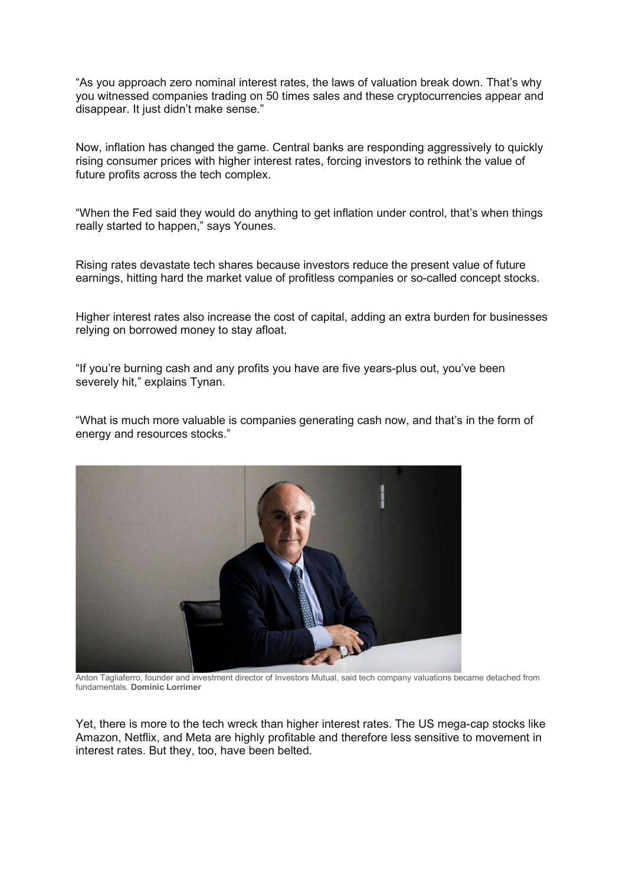"As you approach zero nominal interest rates, the laws of valuation break down. That's why you witnessed companies trading on 50 times sales and these cryptocurrencies appear and disappear. It just didn't make sense."

Now, inflation has changed the game. Central banks are responding aggressively to quickly rising consumer prices with higher interest rates, forcing investors to rethink the value of future profits across the tech complex.

"When the Fed said they would do anything to get inflation under control, that's when things really started to happen," says Younes.

Rising rates devastate tech shares because investors reduce the present value of future earnings, hitting hard the market value of profitless companies or so-called concept stocks.

Higher interest rates also increase the cost of capital, adding an extra burden for businesses relying on borrowed money to stay afloat.

"If you're burning cash and any profits you have are five years-plus out, you've been severely hit," explains Tynan.

"What is much more valuable is companies generating cash now, and that's in the form of energy and resources stocks."

Anton Tagliaferro, founder and investment director of Investors Mutual, said tech company valuations became detached from fundamentals. **Dominic Lorrimer**

Yet, there is more to the tech wreck than higher interest rates. The US mega-cap stocks like Amazon, Netflix, and Meta are highly profitable and therefore less sensitive to movement in interest rates. But they, too, have been belted.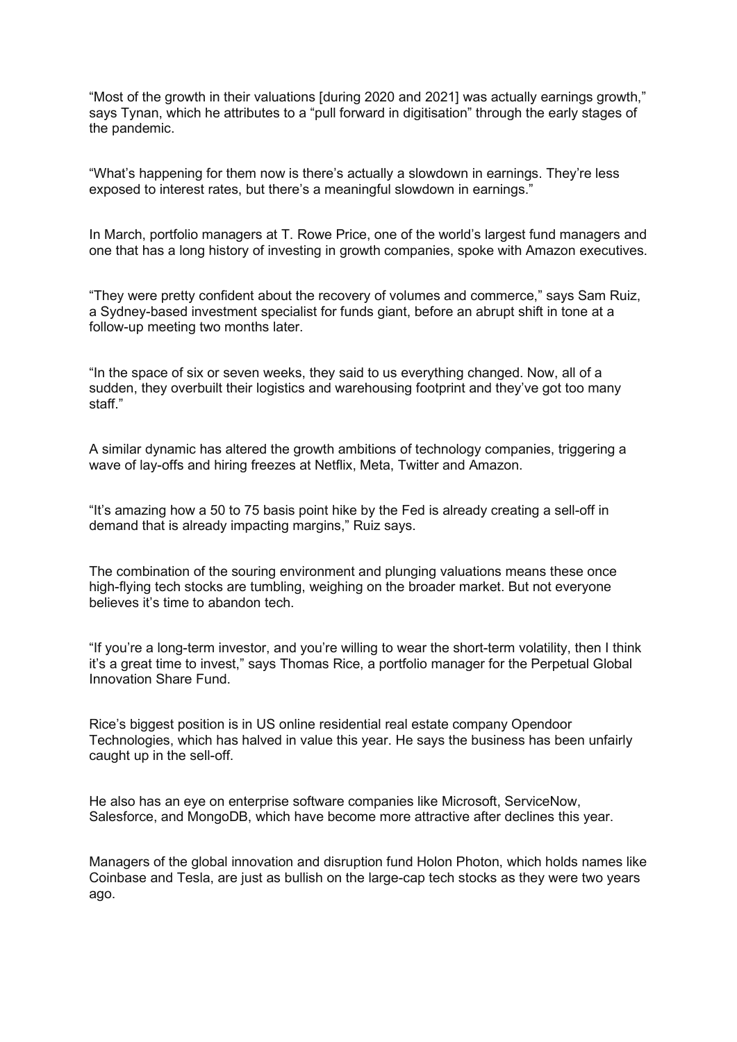"Most of the growth in their valuations [during 2020 and 2021] was actually earnings growth," says Tynan, which he attributes to a "pull forward in digitisation" through the early stages of the pandemic.

"What's happening for them now is there's actually a slowdown in earnings. They're less exposed to interest rates, but there's a meaningful slowdown in earnings."

In March, portfolio managers at T. Rowe Price, one of the world's largest fund managers and one that has a long history of investing in growth companies, spoke with Amazon executives.

"They were pretty confident about the recovery of volumes and commerce," says Sam Ruiz, a Sydney-based investment specialist for funds giant, before an abrupt shift in tone at a follow-up meeting two months later.

"In the space of six or seven weeks, they said to us everything changed. Now, all of a sudden, they overbuilt their logistics and warehousing footprint and they've got too many staff."

A similar dynamic has altered the growth ambitions of technology companies, triggering a wave of lay-offs and hiring freezes at Netflix, Meta, Twitter and Amazon.

"It's amazing how a 50 to 75 basis point hike by the Fed is already creating a sell-off in demand that is already impacting margins," Ruiz says.

The combination of the souring environment and plunging valuations means these once high-flying tech stocks are tumbling, weighing on the broader market. But not everyone believes it's time to abandon tech.

"If you're a long-term investor, and you're willing to wear the short-term volatility, then I think it's a great time to invest," says Thomas Rice, a portfolio manager for the Perpetual Global Innovation Share Fund.

Rice's biggest position is in US online residential real estate company Opendoor Technologies, which has halved in value this year. He says the business has been unfairly caught up in the sell-off.

He also has an eye on enterprise software companies like Microsoft, ServiceNow, Salesforce, and MongoDB, which have become more attractive after declines this year.

Managers of the global innovation and disruption fund Holon Photon, which holds names like Coinbase and Tesla, are just as bullish on the large-cap tech stocks as they were two years ago.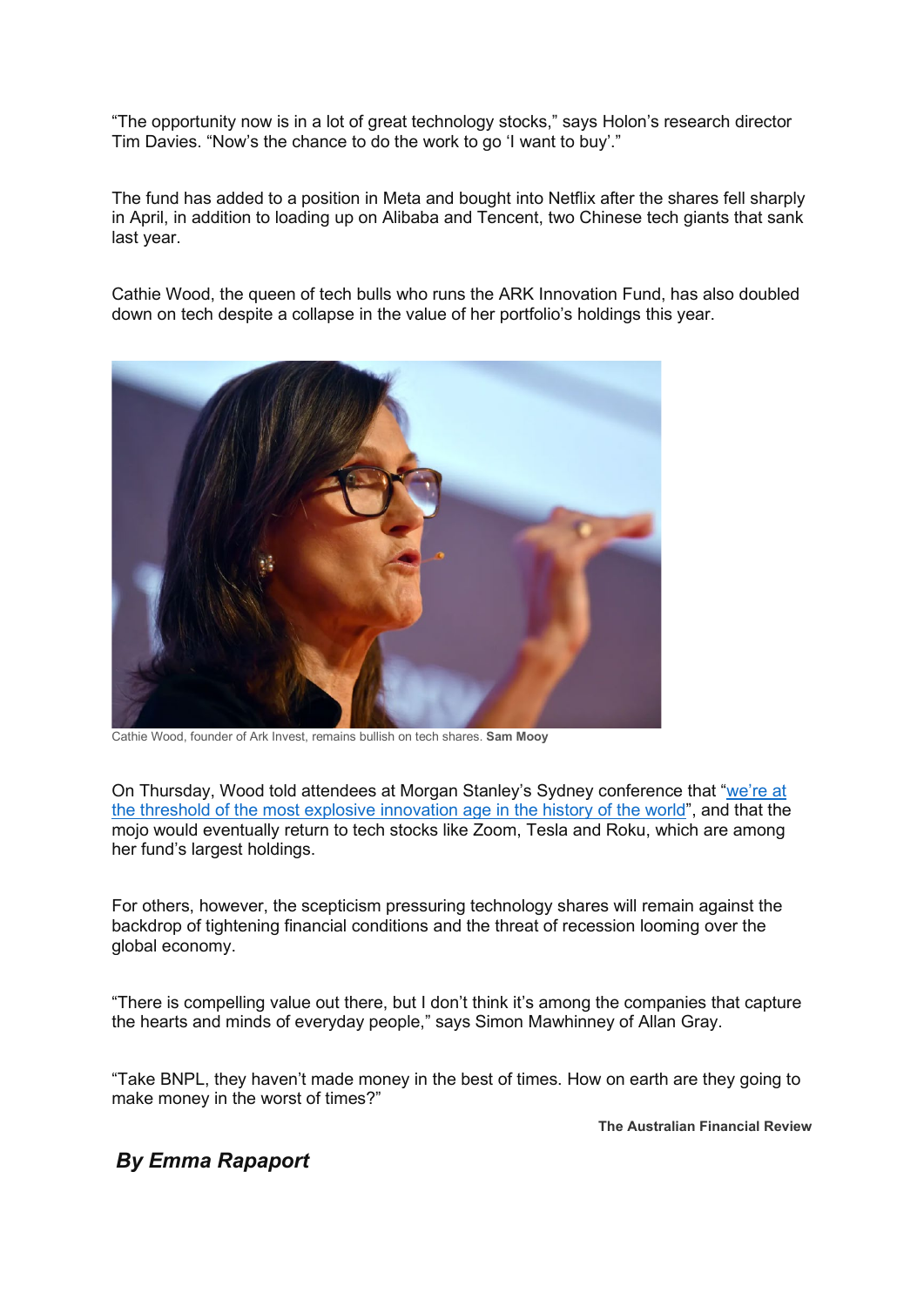"The opportunity now is in a lot of great technology stocks," says Holon's research director Tim Davies. "Now's the chance to do the work to go 'I want to buy'."

The fund has added to a position in Meta and bought into Netflix after the shares fell sharply in April, in addition to loading up on Alibaba and Tencent, two Chinese tech giants that sank last year.

Cathie Wood, the queen of tech bulls who runs the ARK Innovation Fund, has also doubled down on tech despite a collapse in the value of her portfolio's holdings this year.

Cathie Wood, founder of Ark Invest, remains bullish on tech shares. **Sam Mooy**

On Thursday, Wood told attendees at Morgan Stanley's Sydney conference that "we're at the threshold of the most explosive innovation age in the history of the world", and that the mojo would eventually return to tech stocks like Zoom, Tesla and Roku, which are among her fund's largest holdings.

For others, however, the scepticism pressuring technology shares will remain against the backdrop of tightening financial conditions and the threat of recession looming over the global economy.

"There is compelling value out there, but I don't think it's among the companies that capture the hearts and minds of everyday people," says Simon Mawhinney of Allan Gray.

"Take BNPL, they haven't made money in the best of times. How on earth are they going to make money in the worst of times?"

**The Australian Financial Review**

***By Emma Rapaport***